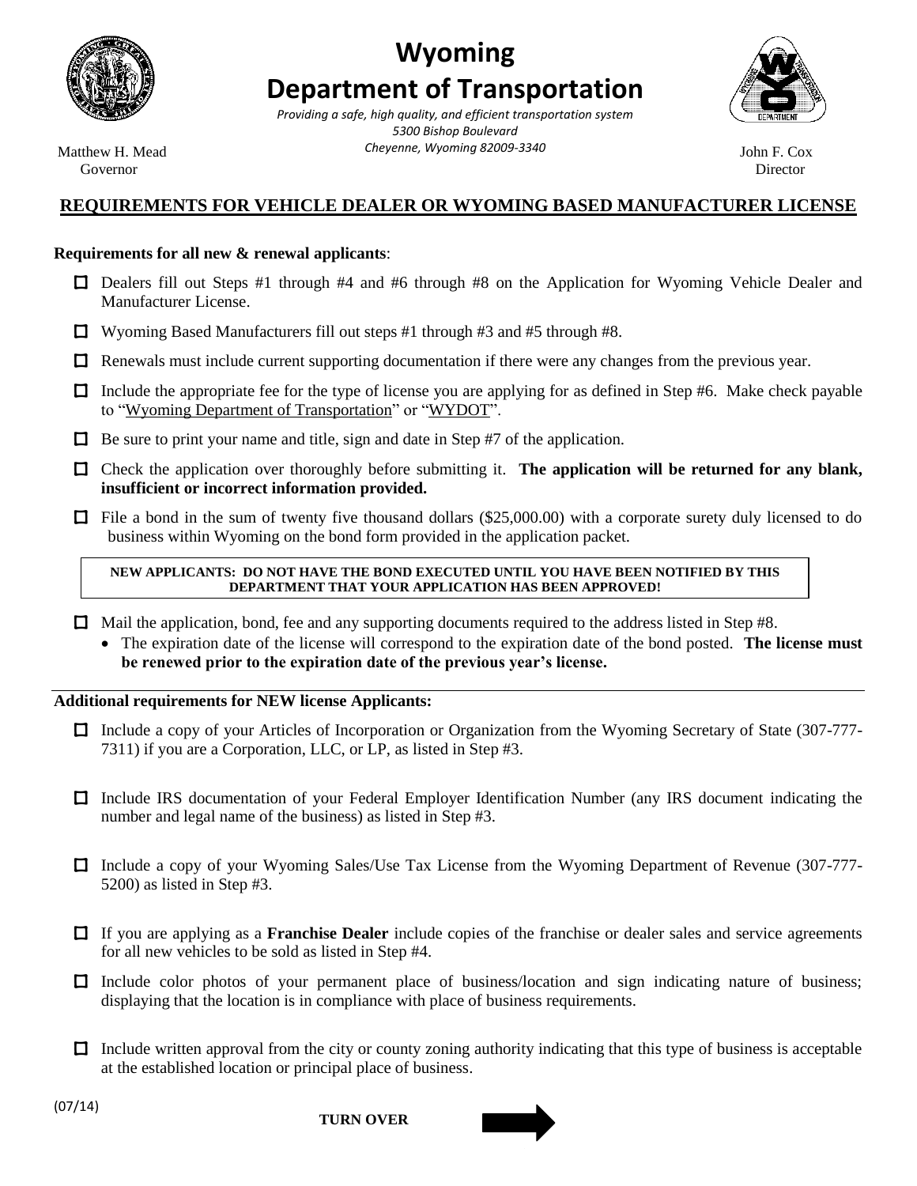# Wyoming Department of Transportation

*Providing a safe, high quality, and efficient transportation system*
*5300 Bishop Boulevard*
*Cheyenne, Wyoming 82009-3340*

Matthew H. Mead
Governor

John F. Cox
Director

## REQUIREMENTS FOR VEHICLE DEALER OR WYOMING BASED MANUFACTURER LICENSE

**Requirements for all new & renewal applicants**:

- ☐ Dealers fill out Steps #1 through #4 and #6 through #8 on the Application for Wyoming Vehicle Dealer and Manufacturer License.
- ☐ Wyoming Based Manufacturers fill out steps #1 through #3 and #5 through #8.
- ☐ Renewals must include current supporting documentation if there were any changes from the previous year.
- ☐ Include the appropriate fee for the type of license you are applying for as defined in Step #6. Make check payable to "Wyoming Department of Transportation" or "WYDOT".
- ☐ Be sure to print your name and title, sign and date in Step #7 of the application.
- ☐ Check the application over thoroughly before submitting it. **The application will be returned for any blank, insufficient or incorrect information provided.**
- ☐ File a bond in the sum of twenty five thousand dollars ($25,000.00) with a corporate surety duly licensed to do business within Wyoming on the bond form provided in the application packet.

> **NEW APPLICANTS: DO NOT HAVE THE BOND EXECUTED UNTIL YOU HAVE BEEN NOTIFIED BY THIS DEPARTMENT THAT YOUR APPLICATION HAS BEEN APPROVED!**

- ☐ Mail the application, bond, fee and any supporting documents required to the address listed in Step #8.
  - The expiration date of the license will correspond to the expiration date of the bond posted. **The license must be renewed prior to the expiration date of the previous year's license.**

---

**Additional requirements for NEW license Applicants:**

- ☐ Include a copy of your Articles of Incorporation or Organization from the Wyoming Secretary of State (307-777-7311) if you are a Corporation, LLC, or LP, as listed in Step #3.
- ☐ Include IRS documentation of your Federal Employer Identification Number (any IRS document indicating the number and legal name of the business) as listed in Step #3.
- ☐ Include a copy of your Wyoming Sales/Use Tax License from the Wyoming Department of Revenue (307-777-5200) as listed in Step #3.
- ☐ If you are applying as a **Franchise Dealer** include copies of the franchise or dealer sales and service agreements for all new vehicles to be sold as listed in Step #4.
- ☐ Include color photos of your permanent place of business/location and sign indicating nature of business; displaying that the location is in compliance with place of business requirements.
- ☐ Include written approval from the city or county zoning authority indicating that this type of business is acceptable at the established location or principal place of business.

(07/14)

**TURN OVER**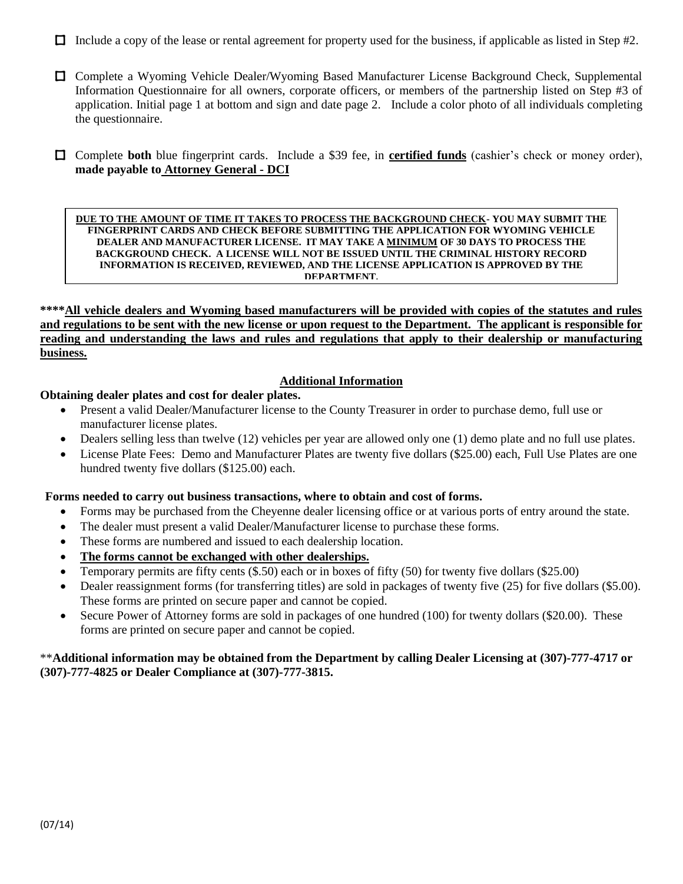- ☐ Include a copy of the lease or rental agreement for property used for the business, if applicable as listed in Step #2.

- ☐ Complete a Wyoming Vehicle Dealer/Wyoming Based Manufacturer License Background Check, Supplemental Information Questionnaire for all owners, corporate officers, or members of the partnership listed on Step #3 of application. Initial page 1 at bottom and sign and date page 2. Include a color photo of all individuals completing the questionnaire.

- ☐ Complete **both** blue fingerprint cards. Include a $39 fee, in **certified funds** (cashier's check or money order), **made payable to Attorney General - DCI**

**DUE TO THE AMOUNT OF TIME IT TAKES TO PROCESS THE BACKGROUND CHECK- YOU MAY SUBMIT THE FINGERPRINT CARDS AND CHECK BEFORE SUBMITTING THE APPLICATION FOR WYOMING VEHICLE DEALER AND MANUFACTURER LICENSE. IT MAY TAKE A MINIMUM OF 30 DAYS TO PROCESS THE BACKGROUND CHECK. A LICENSE WILL NOT BE ISSUED UNTIL THE CRIMINAL HISTORY RECORD INFORMATION IS RECEIVED, REVIEWED, AND THE LICENSE APPLICATION IS APPROVED BY THE DEPARTMENT.**

****__All vehicle dealers and Wyoming based manufacturers will be provided with copies of the statutes and rules and regulations to be sent with the new license or upon request to the Department. The applicant is responsible for reading and understanding the laws and rules and regulations that apply to their dealership or manufacturing business.__**

## Additional Information

**Obtaining dealer plates and cost for dealer plates.**

- Present a valid Dealer/Manufacturer license to the County Treasurer in order to purchase demo, full use or manufacturer license plates.
- Dealers selling less than twelve (12) vehicles per year are allowed only one (1) demo plate and no full use plates.
- License Plate Fees: Demo and Manufacturer Plates are twenty five dollars ($25.00) each, Full Use Plates are one hundred twenty five dollars ($125.00) each.

**Forms needed to carry out business transactions, where to obtain and cost of forms.**

- Forms may be purchased from the Cheyenne dealer licensing office or at various ports of entry around the state.
- The dealer must present a valid Dealer/Manufacturer license to purchase these forms.
- These forms are numbered and issued to each dealership location.
- **The forms cannot be exchanged with other dealerships.**
- Temporary permits are fifty cents ($.50) each or in boxes of fifty (50) for twenty five dollars ($25.00)
- Dealer reassignment forms (for transferring titles) are sold in packages of twenty five (25) for five dollars ($5.00). These forms are printed on secure paper and cannot be copied.
- Secure Power of Attorney forms are sold in packages of one hundred (100) for twenty dollars ($20.00). These forms are printed on secure paper and cannot be copied.

****Additional information may be obtained from the Department by calling Dealer Licensing at (307)-777-4717 or (307)-777-4825 or Dealer Compliance at (307)-777-3815.**

(07/14)